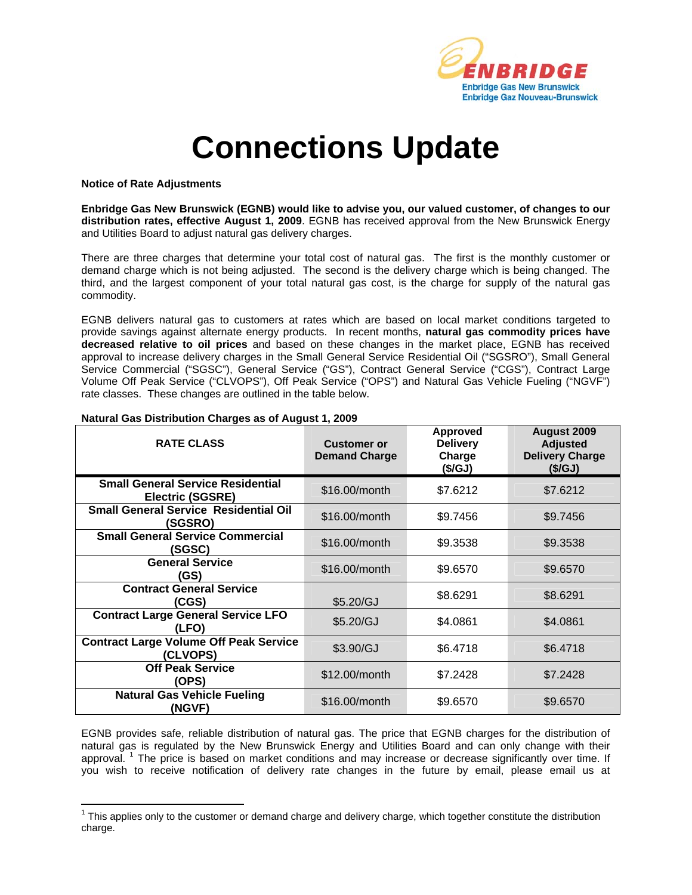Enbridge Gas New Brunswick
Enbridge Gaz Nouveau-Brunswick

# Connections Update

**Notice of Rate Adjustments**

**Enbridge Gas New Brunswick (EGNB) would like to advise you, our valued customer, of changes to our distribution rates, effective August 1, 2009**. EGNB has received approval from the New Brunswick Energy and Utilities Board to adjust natural gas delivery charges.

There are three charges that determine your total cost of natural gas. The first is the monthly customer or demand charge which is not being adjusted. The second is the delivery charge which is being changed. The third, and the largest component of your total natural gas cost, is the charge for supply of the natural gas commodity.

EGNB delivers natural gas to customers at rates which are based on local market conditions targeted to provide savings against alternate energy products. In recent months, **natural gas commodity prices have decreased relative to oil prices** and based on these changes in the market place, EGNB has received approval to increase delivery charges in the Small General Service Residential Oil ("SGSRO"), Small General Service Commercial ("SGSC"), General Service ("GS"), Contract General Service ("CGS"), Contract Large Volume Off Peak Service ("CLVOPS"), Off Peak Service ("OPS") and Natural Gas Vehicle Fueling ("NGVF") rate classes. These changes are outlined in the table below.

**Natural Gas Distribution Charges as of August 1, 2009**

| RATE CLASS | Customer or Demand Charge | Approved Delivery Charge ($/GJ) | August 2009 Adjusted Delivery Charge ($/GJ) |
|---|---|---|---|
| **Small General Service Residential Electric (SGSRE)** | $16.00/month | $7.6212 | $7.6212 |
| **Small General Service Residential Oil (SGSRO)** | $16.00/month | $9.7456 | $9.7456 |
| **Small General Service Commercial (SGSC)** | $16.00/month | $9.3538 | $9.3538 |
| **General Service (GS)** | $16.00/month | $9.6570 | $9.6570 |
| **Contract General Service (CGS)** | $5.20/GJ | $8.6291 | $8.6291 |
| **Contract Large General Service LFO (LFO)** | $5.20/GJ | $4.0861 | $4.0861 |
| **Contract Large Volume Off Peak Service (CLVOPS)** | $3.90/GJ | $6.4718 | $6.4718 |
| **Off Peak Service (OPS)** | $12.00/month | $7.2428 | $7.2428 |
| **Natural Gas Vehicle Fueling (NGVF)** | $16.00/month | $9.6570 | $9.6570 |

EGNB provides safe, reliable distribution of natural gas. The price that EGNB charges for the distribution of natural gas is regulated by the New Brunswick Energy and Utilities Board and can only change with their approval. [1] The price is based on market conditions and may increase or decrease significantly over time. If you wish to receive notification of delivery rate changes in the future by email, please email us at

[1] This applies only to the customer or demand charge and delivery charge, which together constitute the distribution charge.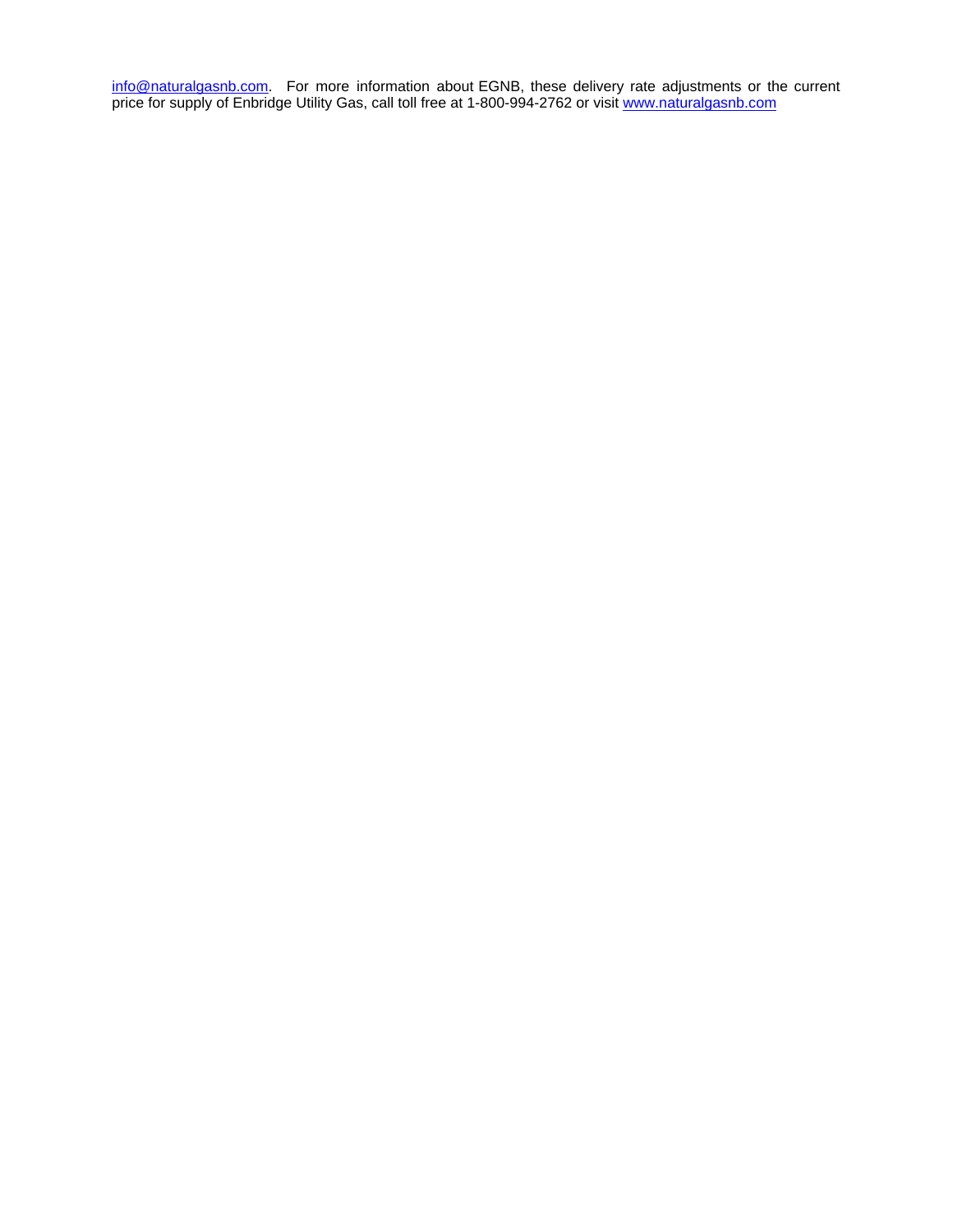info@naturalgasnb.com. For more information about EGNB, these delivery rate adjustments or the current price for supply of Enbridge Utility Gas, call toll free at 1-800-994-2762 or visit www.naturalgasnb.com